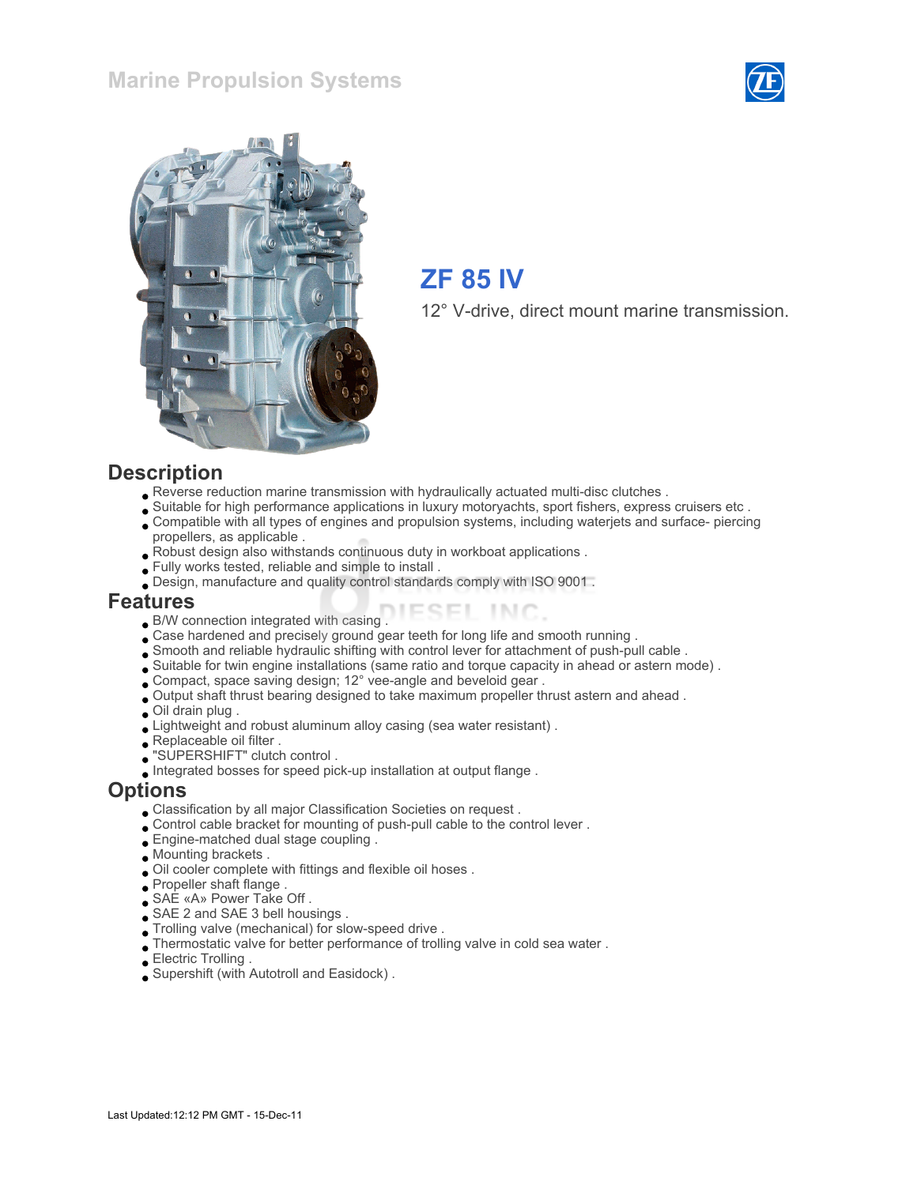Marine Propulsion Systems

# ZF 85 IV

12° V-drive, direct mount marine transmission.

## Description

- Reverse reduction marine transmission with hydraulically actuated multi-disc clutches .
- Suitable for high performance applications in luxury motoryachts, sport fishers, express cruisers etc .
- Compatible with all types of engines and propulsion systems, including waterjets and surface- piercing propellers, as applicable .
- Robust design also withstands continuous duty in workboat applications .
- Fully works tested, reliable and simple to install .
- Design, manufacture and quality control standards comply with ISO 9001 .

## Features

- B/W connection integrated with casing .
- Case hardened and precisely ground gear teeth for long life and smooth running .
- Smooth and reliable hydraulic shifting with control lever for attachment of push-pull cable .
- Suitable for twin engine installations (same ratio and torque capacity in ahead or astern mode) .
- Compact, space saving design; 12° vee-angle and beveloid gear .
- Output shaft thrust bearing designed to take maximum propeller thrust astern and ahead .
- Oil drain plug .
- Lightweight and robust aluminum alloy casing (sea water resistant) .
- Replaceable oil filter .
- "SUPERSHIFT" clutch control .
- Integrated bosses for speed pick-up installation at output flange .

## Options

- Classification by all major Classification Societies on request .
- Control cable bracket for mounting of push-pull cable to the control lever .
- Engine-matched dual stage coupling .
- Mounting brackets .
- Oil cooler complete with fittings and flexible oil hoses .
- Propeller shaft flange .
- SAE «A» Power Take Off .
- SAE 2 and SAE 3 bell housings .
- Trolling valve (mechanical) for slow-speed drive .
- Thermostatic valve for better performance of trolling valve in cold sea water .
- Electric Trolling .
- Supershift (with Autotroll and Easidock) .

Last Updated:12:12 PM GMT - 15-Dec-11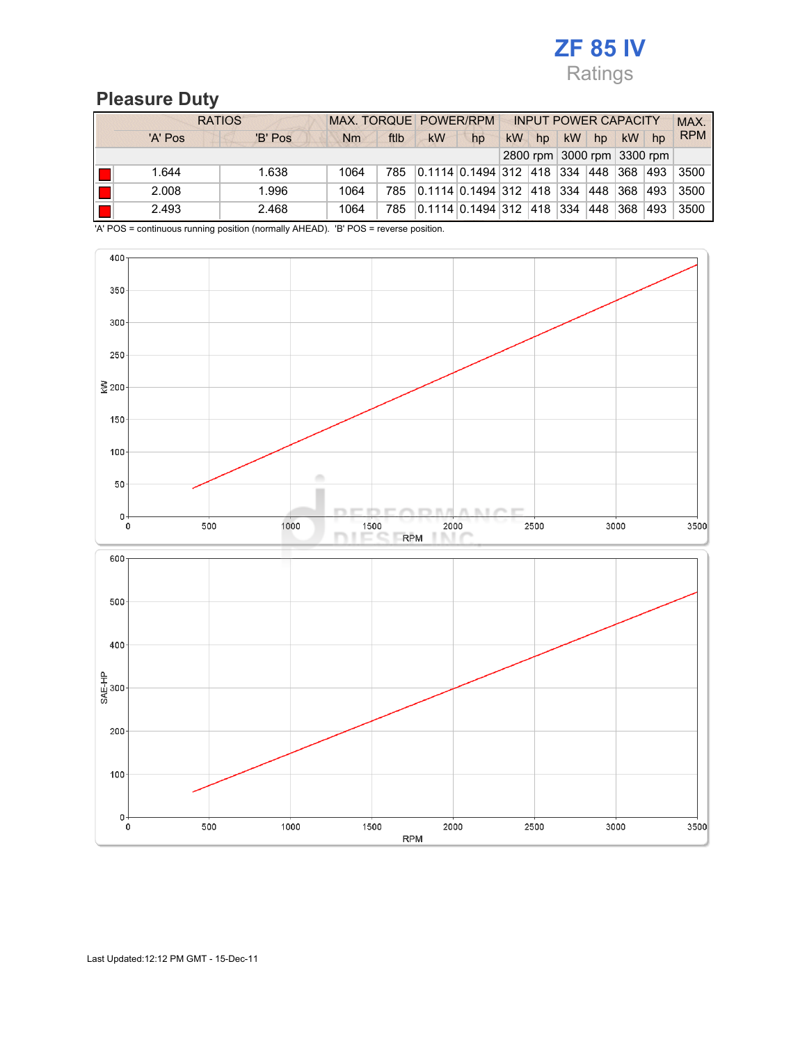# ZF 85 IV

Ratings

## Pleasure Duty

| | RATIOS | | MAX. TORQUE | | POWER/RPM | | INPUT POWER CAPACITY | | | | | | MAX. RPM |
|---|---|---|---|---|---|---|---|---|---|---|---|---|---|
| | 'A' Pos | 'B' Pos | Nm | ftlb | kW | hp | kW | hp | kW | hp | kW | hp | |
| | | | | | | | 2800 rpm | | 3000 rpm | | 3300 rpm | | |
| ■ | 1.644 | 1.638 | 1064 | 785 | 0.1114 | 0.1494 | 312 | 418 | 334 | 448 | 368 | 493 | 3500 |
| ■ | 2.008 | 1.996 | 1064 | 785 | 0.1114 | 0.1494 | 312 | 418 | 334 | 448 | 368 | 493 | 3500 |
| ■ | 2.493 | 2.468 | 1064 | 785 | 0.1114 | 0.1494 | 312 | 418 | 334 | 448 | 368 | 493 | 3500 |

'A' POS = continuous running position (normally AHEAD). 'B' POS = reverse position.

Last Updated:12:12 PM GMT - 15-Dec-11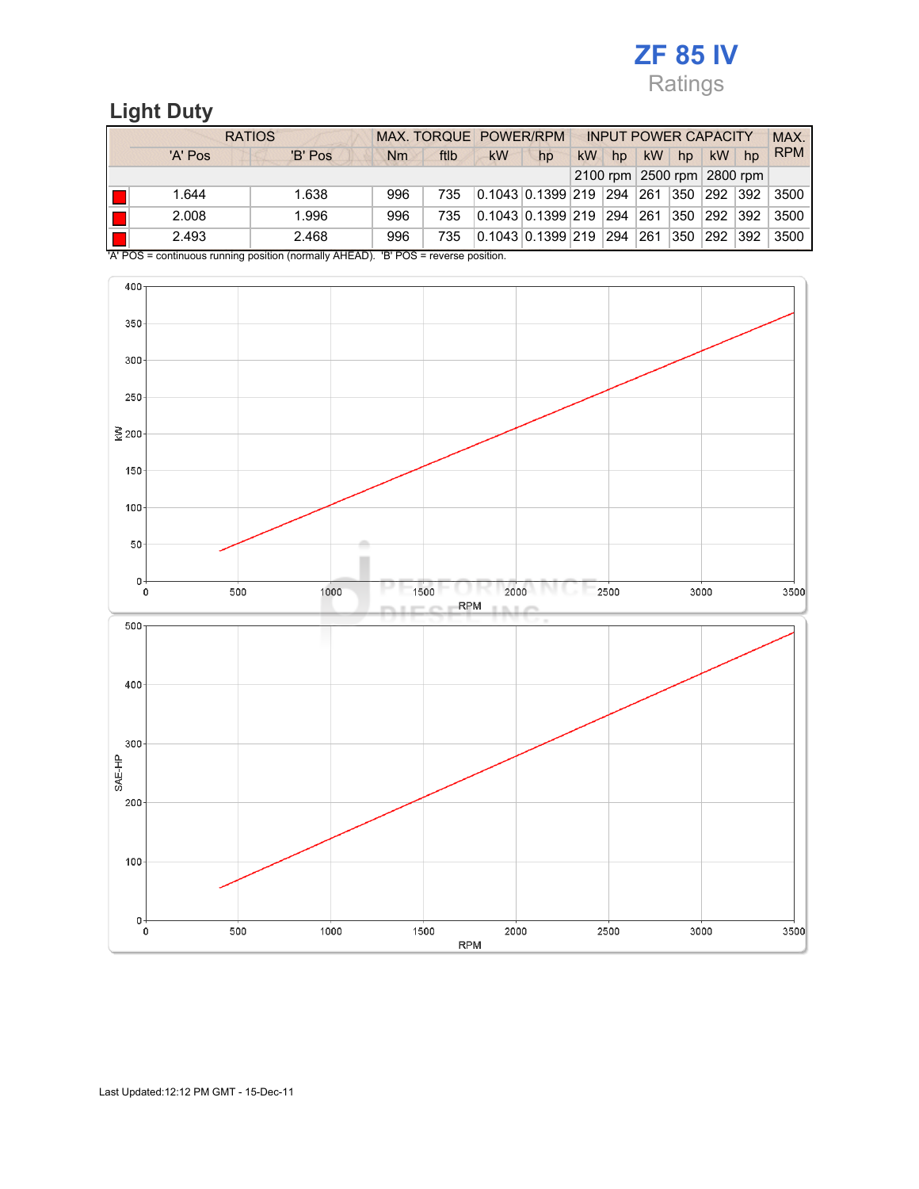# ZF 85 IV

Ratings

## Light Duty

| | RATIOS | | MAX. TORQUE | | POWER/RPM | | INPUT POWER CAPACITY | | | | | | MAX. RPM |
|---|---|---|---|---|---|---|---|---|---|---|---|---|---|
| | 'A' Pos | 'B' Pos | Nm | ftlb | kW | hp | kW | hp | kW | hp | kW | hp | |
| | | | | | | | 2100 rpm | | 2500 rpm | | 2800 rpm | | |
| ■ | 1.644 | 1.638 | 996 | 735 | 0.1043 | 0.1399 | 219 | 294 | 261 | 350 | 292 | 392 | 3500 |
| ■ | 2.008 | 1.996 | 996 | 735 | 0.1043 | 0.1399 | 219 | 294 | 261 | 350 | 292 | 392 | 3500 |
| ■ | 2.493 | 2.468 | 996 | 735 | 0.1043 | 0.1399 | 219 | 294 | 261 | 350 | 292 | 392 | 3500 |

'A' POS = continuous running position (normally AHEAD). 'B' POS = reverse position.

Last Updated:12:12 PM GMT - 15-Dec-11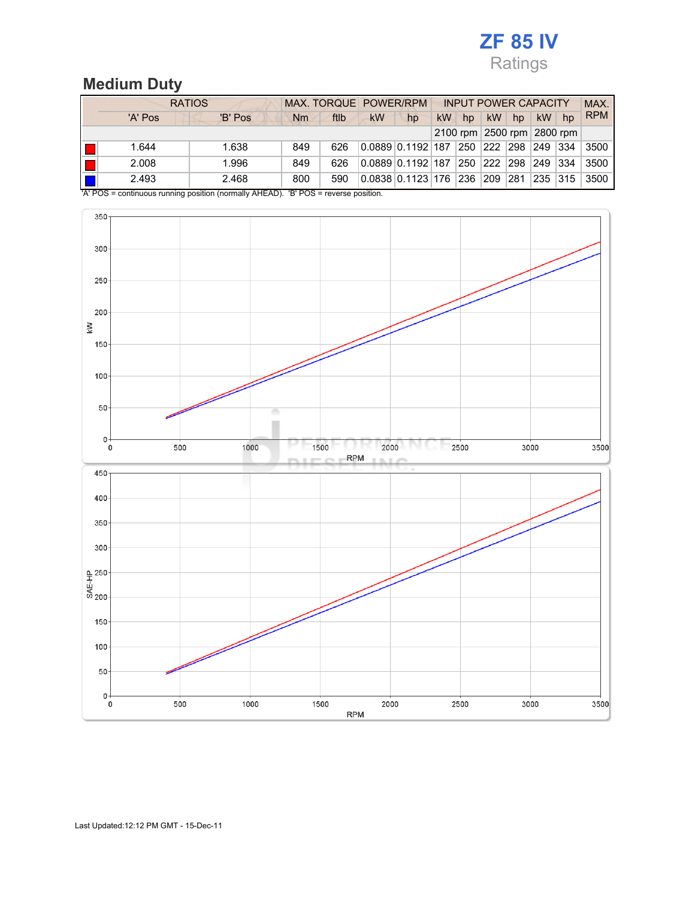# ZF 85 IV

Ratings

## Medium Duty

| | RATIOS | | MAX. TORQUE | | POWER/RPM | | INPUT POWER CAPACITY | | | | | | MAX. |
|---|---|---|---|---|---|---|---|---|---|---|---|---|---|
| | 'A' Pos | 'B' Pos | Nm | ftlb | kW | hp | kW | hp | kW | hp | kW | hp | RPM |
| | | | | | | | 2100 rpm | | 2500 rpm | | 2800 rpm | | |
| Red | 1.644 | 1.638 | 849 | 626 | 0.0889 | 0.1192 | 187 | 250 | 222 | 298 | 249 | 334 | 3500 |
| Red | 2.008 | 1.996 | 849 | 626 | 0.0889 | 0.1192 | 187 | 250 | 222 | 298 | 249 | 334 | 3500 |
| Blue | 2.493 | 2.468 | 800 | 590 | 0.0838 | 0.1123 | 176 | 236 | 209 | 281 | 235 | 315 | 3500 |

'A' POS = continuous running position (normally AHEAD). 'B' POS = reverse position.

Last Updated:12:12 PM GMT - 15-Dec-11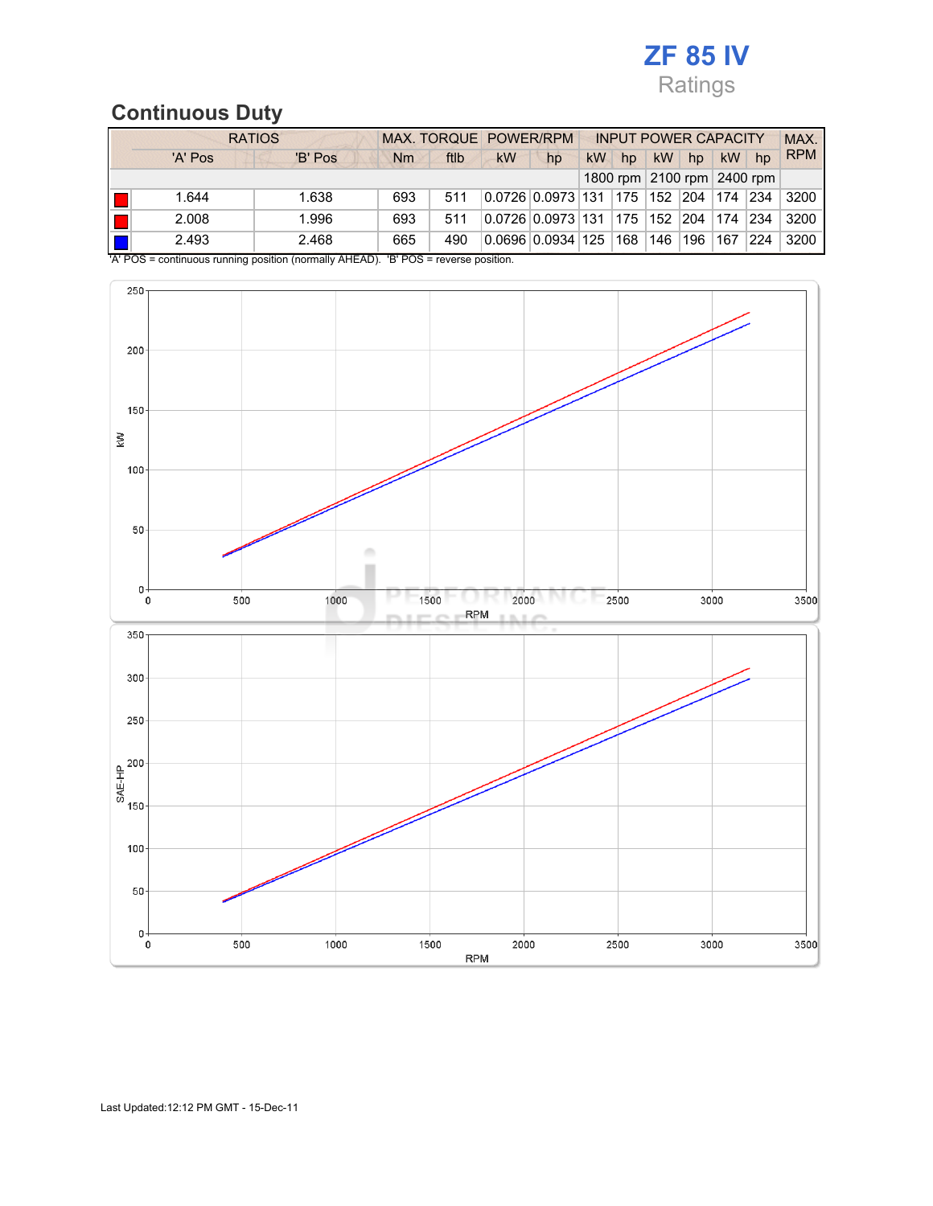# ZF 85 IV

Ratings

## Continuous Duty

| | RATIOS | | MAX. TORQUE | | POWER/RPM | | INPUT POWER CAPACITY | | | | | | MAX. RPM |
|---|---|---|---|---|---|---|---|---|---|---|---|---|---|
| | 'A' Pos | 'B' Pos | Nm | ftlb | kW | hp | kW | hp | kW | hp | kW | hp | |
| | | | | | | | 1800 rpm | | 2100 rpm | | 2400 rpm | | |
| ■ (red) | 1.644 | 1.638 | 693 | 511 | 0.0726 | 0.0973 | 131 | 175 | 152 | 204 | 174 | 234 | 3200 |
| ■ (red) | 2.008 | 1.996 | 693 | 511 | 0.0726 | 0.0973 | 131 | 175 | 152 | 204 | 174 | 234 | 3200 |
| ■ (blue) | 2.493 | 2.468 | 665 | 490 | 0.0696 | 0.0934 | 125 | 168 | 146 | 196 | 167 | 224 | 3200 |

'A' POS = continuous running position (normally AHEAD). 'B' POS = reverse position.

Last Updated:12:12 PM GMT - 15-Dec-11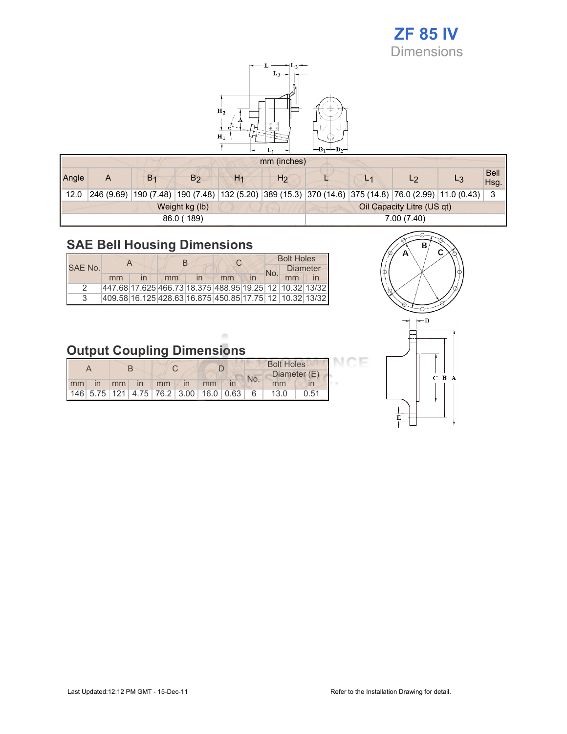# ZF 85 IV

Dimensions

| mm (inches) | | | | | | | | | | |
|---|---|---|---|---|---|---|---|---|---|---|
| Angle | A | $B_1$ | $B_2$ | $H_1$ | $H_2$ | L | $L_1$ | $L_2$ | $L_3$ | Bell Hsg. |
| 12.0 | 246 (9.69) | 190 (7.48) | 190 (7.48) | 132 (5.20) | 389 (15.3) | 370 (14.6) | 375 (14.8) | 76.0 (2.99) | 11.0 (0.43) | 3 |
| Weight kg (lb) | | | | | | Oil Capacity Litre (US qt) | | | | |
| 86.0 ( 189) | | | | | | 7.00 (7.40) | | | | |

## SAE Bell Housing Dimensions

| SAE No. | A | | B | | C | | Bolt Holes | | |
|---|---|---|---|---|---|---|---|---|---|
| | | | | | | | No. | Diameter | |
| | mm | in | mm | in | mm | in | | mm | in |
| 2 | 447.68 | 17.625 | 466.73 | 18.375 | 488.95 | 19.25 | 12 | 10.32 | 13/32 |
| 3 | 409.58 | 16.125 | 428.63 | 16.875 | 450.85 | 17.75 | 12 | 10.32 | 13/32 |

## Output Coupling Dimensions

| A | | B | | C | | D | | Bolt Holes | | |
|---|---|---|---|---|---|---|---|---|---|---|
| | | | | | | | | No. | Diameter (E) | |
| mm | in | mm | in | mm | in | mm | in | | mm | in |
| 146 | 5.75 | 121 | 4.75 | 76.2 | 3.00 | 16.0 | 0.63 | 6 | 13.0 | 0.51 |

Last Updated:12:12 PM GMT - 15-Dec-11

Refer to the Installation Drawing for detail.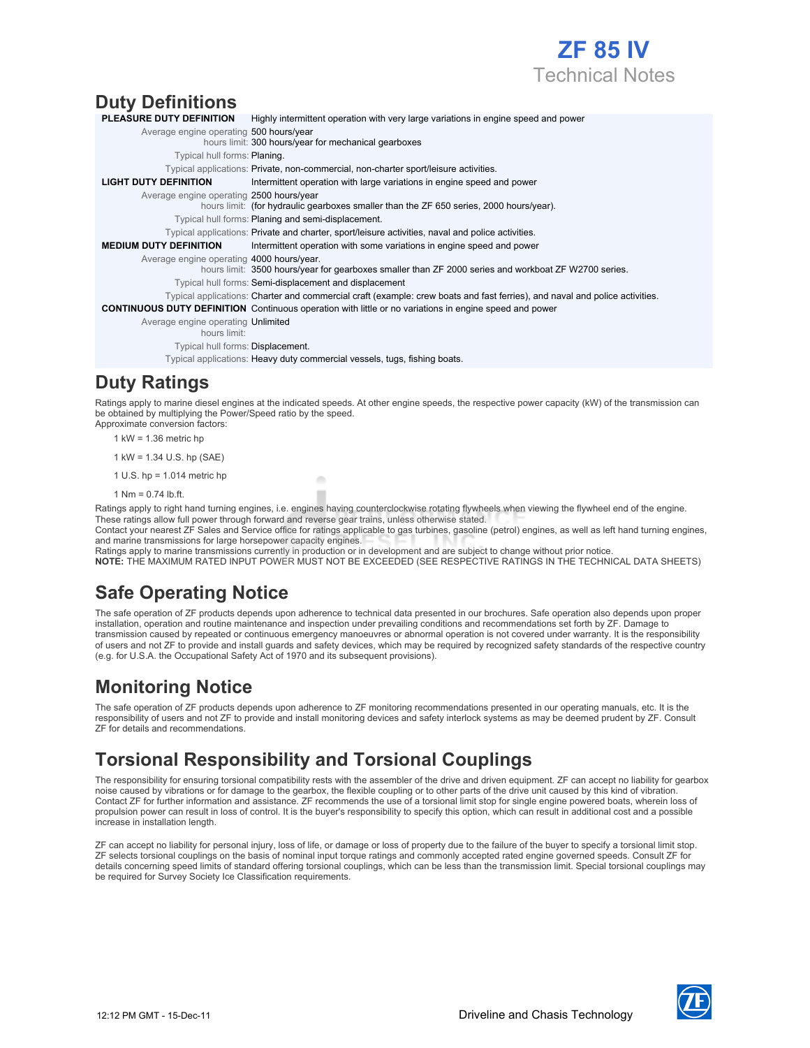# ZF 85 IV

Technical Notes

## Duty Definitions

| | |
|---|---|
| **PLEASURE DUTY DEFINITION** | Highly intermittent operation with very large variations in engine speed and power |
| Average engine operating hours limit: | 500 hours/year<br>300 hours/year for mechanical gearboxes |
| Typical hull forms: | Planing. |
| Typical applications: | Private, non-commercial, non-charter sport/leisure activities. |
| **LIGHT DUTY DEFINITION** | Intermittent operation with large variations in engine speed and power |
| Average engine operating hours limit: | 2500 hours/year<br>(for hydraulic gearboxes smaller than the ZF 650 series, 2000 hours/year). |
| Typical hull forms: | Planing and semi-displacement. |
| Typical applications: | Private and charter, sport/leisure activities, naval and police activities. |
| **MEDIUM DUTY DEFINITION** | Intermittent operation with some variations in engine speed and power |
| Average engine operating hours limit: | 4000 hours/year.<br>3500 hours/year for gearboxes smaller than ZF 2000 series and workboat ZF W2700 series. |
| Typical hull forms: | Semi-displacement and displacement |
| Typical applications: | Charter and commercial craft (example: crew boats and fast ferries), and naval and police activities. |
| **CONTINUOUS DUTY DEFINITION** | Continuous operation with little or no variations in engine speed and power |
| Average engine operating hours limit: | Unlimited |
| Typical hull forms: | Displacement. |
| Typical applications: | Heavy duty commercial vessels, tugs, fishing boats. |

## Duty Ratings

Ratings apply to marine diesel engines at the indicated speeds. At other engine speeds, the respective power capacity (kW) of the transmission can be obtained by multiplying the Power/Speed ratio by the speed.
Approximate conversion factors:

1 kW = 1.36 metric hp

1 kW = 1.34 U.S. hp (SAE)

1 U.S. hp = 1.014 metric hp

1 Nm = 0.74 lb.ft.

Ratings apply to right hand turning engines, i.e. engines having counterclockwise rotating flywheels when viewing the flywheel end of the engine. These ratings allow full power through forward and reverse gear trains, unless otherwise stated.
Contact your nearest ZF Sales and Service office for ratings applicable to gas turbines, gasoline (petrol) engines, as well as left hand turning engines, and marine transmissions for large horsepower capacity engines.
Ratings apply to marine transmissions currently in production or in development and are subject to change without prior notice.
**NOTE:** THE MAXIMUM RATED INPUT POWER MUST NOT BE EXCEEDED (SEE RESPECTIVE RATINGS IN THE TECHNICAL DATA SHEETS)

## Safe Operating Notice

The safe operation of ZF products depends upon adherence to technical data presented in our brochures. Safe operation also depends upon proper installation, operation and routine maintenance and inspection under prevailing conditions and recommendations set forth by ZF. Damage to transmission caused by repeated or continuous emergency manoeuvres or abnormal operation is not covered under warranty. It is the responsibility of users and not ZF to provide and install guards and safety devices, which may be required by recognized safety standards of the respective country (e.g. for U.S.A. the Occupational Safety Act of 1970 and its subsequent provisions).

## Monitoring Notice

The safe operation of ZF products depends upon adherence to ZF monitoring recommendations presented in our operating manuals, etc. It is the responsibility of users and not ZF to provide and install monitoring devices and safety interlock systems as may be deemed prudent by ZF. Consult ZF for details and recommendations.

## Torsional Responsibility and Torsional Couplings

The responsibility for ensuring torsional compatibility rests with the assembler of the drive and driven equipment. ZF can accept no liability for gearbox noise caused by vibrations or for damage to the gearbox, the flexible coupling or to other parts of the drive unit caused by this kind of vibration. Contact ZF for further information and assistance. ZF recommends the use of a torsional limit stop for single engine powered boats, wherein loss of propulsion power can result in loss of control. It is the buyer's responsibility to specify this option, which can result in additional cost and a possible increase in installation length.

ZF can accept no liability for personal injury, loss of life, or damage or loss of property due to the failure of the buyer to specify a torsional limit stop. ZF selects torsional couplings on the basis of nominal input torque ratings and commonly accepted rated engine governed speeds. Consult ZF for details concerning speed limits of standard offering torsional couplings, which can be less than the transmission limit. Special torsional couplings may be required for Survey Society Ice Classification requirements.